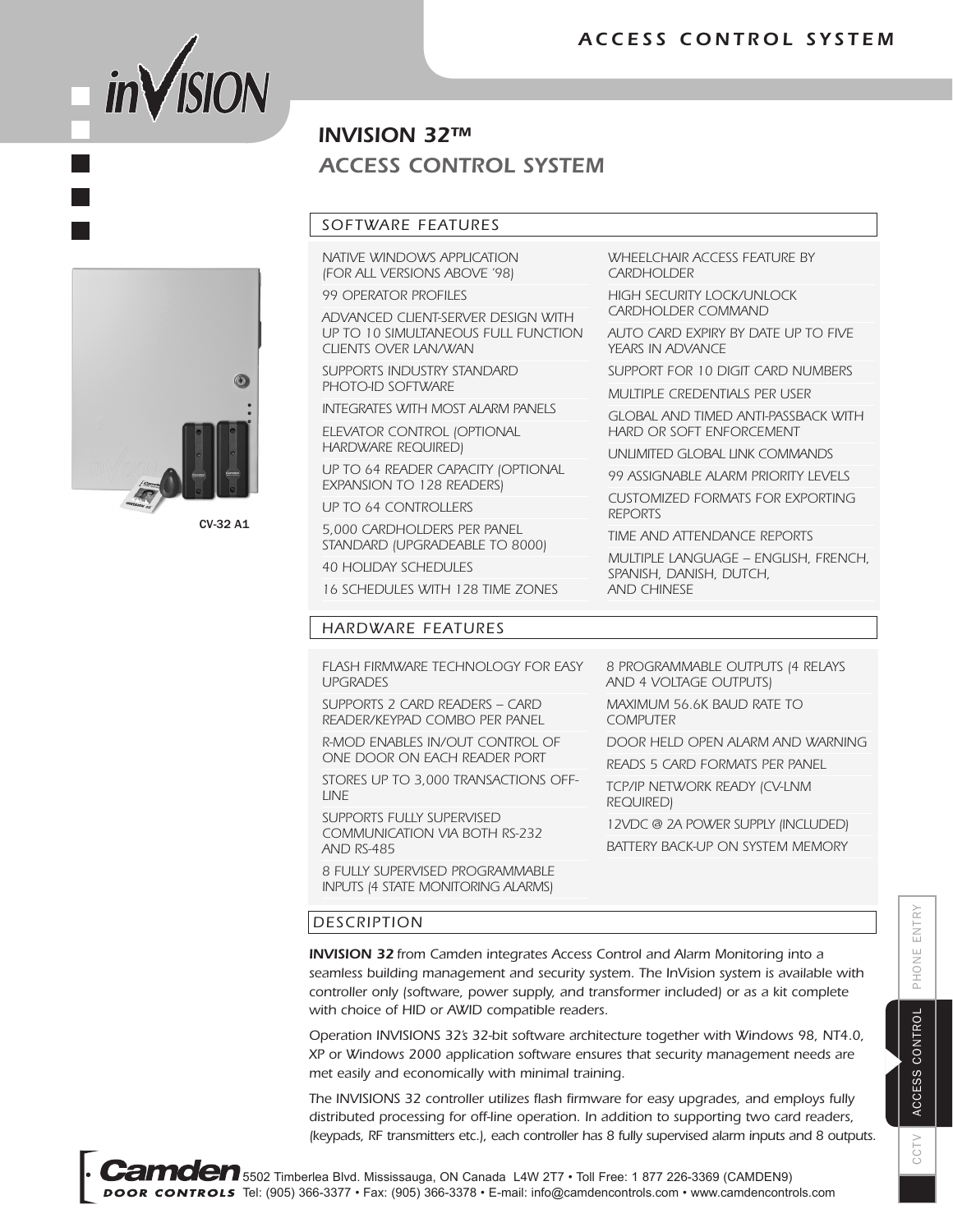# INVISION 32™ ACCESS CONTROL SYSTEM

CV-32 A1

## SOFTWARE FEATURES

- NATIVE WINDOWS APPLICATION (FOR ALL VERSIONS ABOVE '98)
- 99 OPERATOR PROFILES
- ADVANCED CLIENT-SERVER DESIGN WITH UP TO 10 SIMULTANEOUS FULL FUNCTION CLIENTS OVER LAN/WAN
- SUPPORTS INDUSTRY STANDARD PHOTO-ID SOFTWARE
- INTEGRATES WITH MOST ALARM PANELS
- ELEVATOR CONTROL (OPTIONAL HARDWARE REQUIRED)
- UP TO 64 READER CAPACITY (OPTIONAL EXPANSION TO 128 READERS)
- UP TO 64 CONTROLLERS
- 5,000 CARDHOLDERS PER PANEL STANDARD (UPGRADEABLE TO 8000)
- 40 HOLIDAY SCHEDULES
- 16 SCHEDULES WITH 128 TIME ZONES
- WHEELCHAIR ACCESS FEATURE BY CARDHOLDER
- HIGH SECURITY LOCK/UNLOCK CARDHOLDER COMMAND
- AUTO CARD EXPIRY BY DATE UP TO FIVE YEARS IN ADVANCE
- SUPPORT FOR 10 DIGIT CARD NUMBERS
- MULTIPLE CREDENTIALS PER USER
- GLOBAL AND TIMED ANTI-PASSBACK WITH HARD OR SOFT ENFORCEMENT
- UNLIMITED GLOBAL LINK COMMANDS
- 99 ASSIGNABLE ALARM PRIORITY LEVELS
- CUSTOMIZED FORMATS FOR EXPORTING REPORTS
- TIME AND ATTENDANCE REPORTS
- MULTIPLE LANGUAGE – ENGLISH, FRENCH, SPANISH, DANISH, DUTCH, AND CHINESE

## HARDWARE FEATURES

- FLASH FIRMWARE TECHNOLOGY FOR EASY UPGRADES
- SUPPORTS 2 CARD READERS – CARD READER/KEYPAD COMBO PER PANEL
- R-MOD ENABLES IN/OUT CONTROL OF ONE DOOR ON EACH READER PORT
- STORES UP TO 3,000 TRANSACTIONS OFF-LINE
- SUPPORTS FULLY SUPERVISED COMMUNICATION VIA BOTH RS-232 AND RS-485
- 8 FULLY SUPERVISED PROGRAMMABLE INPUTS (4 STATE MONITORING ALARMS)
- 8 PROGRAMMABLE OUTPUTS (4 RELAYS AND 4 VOLTAGE OUTPUTS)
- MAXIMUM 56.6K BAUD RATE TO COMPUTER
- DOOR HELD OPEN ALARM AND WARNING
- READS 5 CARD FORMATS PER PANEL
- TCP/IP NETWORK READY (CV-LNM REQUIRED)
- 12VDC @ 2A POWER SUPPLY (INCLUDED)
- BATTERY BACK-UP ON SYSTEM MEMORY

## DESCRIPTION

***INVISION 32*** *from Camden integrates Access Control and Alarm Monitoring into a seamless building management and security system. The InVision system is available with controller only (software, power supply, and transformer included) or as a kit complete with choice of HID or AWID compatible readers.*

*Operation INVISIONS 32's 32-bit software architecture together with Windows 98, NT4.0, XP or Windows 2000 application software ensures that security management needs are met easily and economically with minimal training.*

*The INVISIONS 32 controller utilizes flash firmware for easy upgrades, and employs fully distributed processing for off-line operation. In addition to supporting two card readers, (keypads, RF transmitters etc.), each controller has 8 fully supervised alarm inputs and 8 outputs.*

**Camden DOOR CONTROLS** 5502 Timberlea Blvd. Mississauga, ON Canada L4W 2T7 • Toll Free: 1 877 226-3369 (CAMDEN9) Tel: (905) 366-3377 • Fax: (905) 366-3378 • E-mail: info@camdencontrols.com • www.camdencontrols.com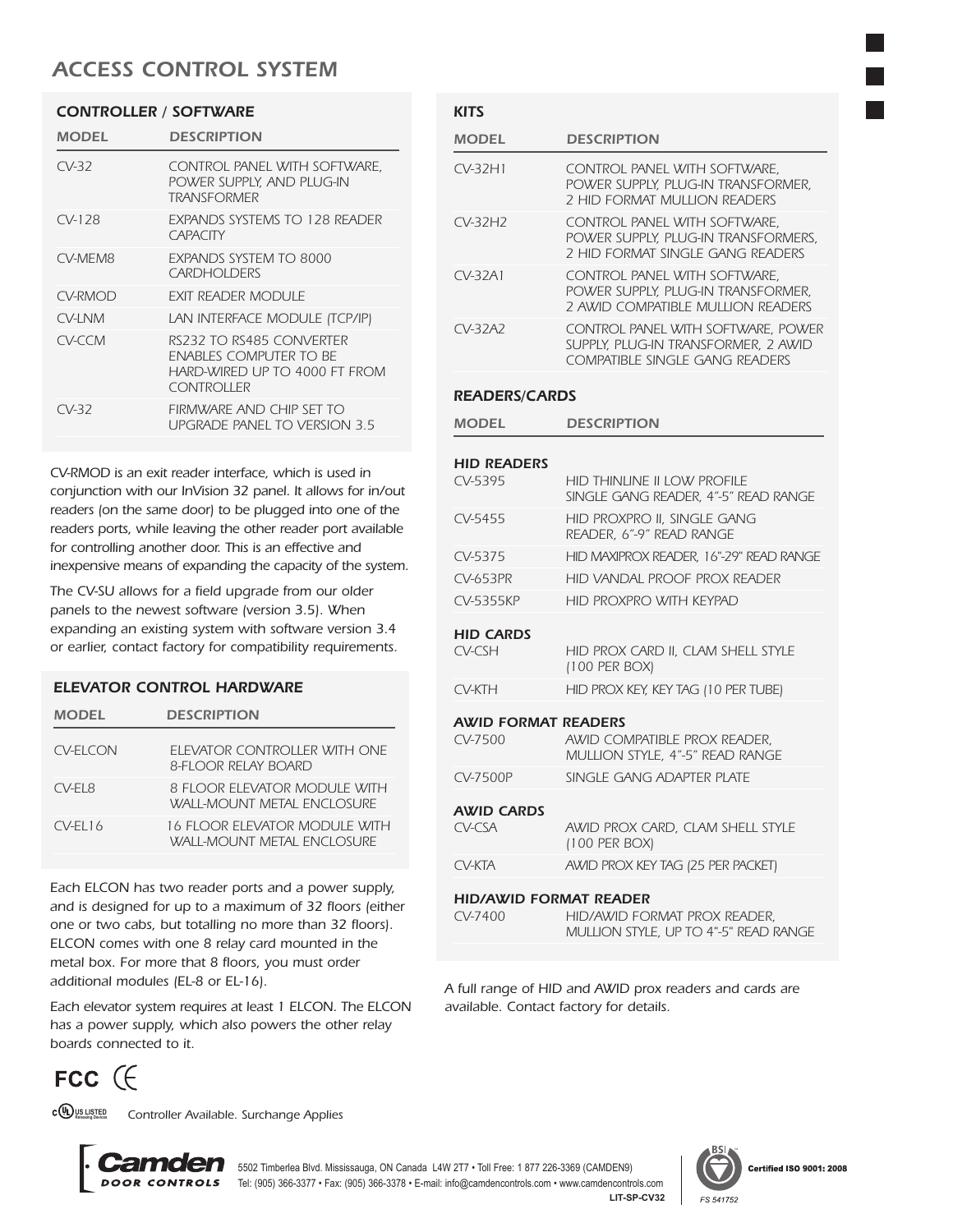# ACCESS CONTROL SYSTEM

## CONTROLLER / SOFTWARE

| MODEL | DESCRIPTION |
|---|---|
| CV-32 | CONTROL PANEL WITH SOFTWARE, POWER SUPPLY, AND PLUG-IN TRANSFORMER |
| CV-128 | EXPANDS SYSTEMS TO 128 READER CAPACITY |
| CV-MEM8 | EXPANDS SYSTEM TO 8000 CARDHOLDERS |
| CV-RMOD | EXIT READER MODULE |
| CV-LNM | LAN INTERFACE MODULE (TCP/IP) |
| CV-CCM | RS232 TO RS485 CONVERTER ENABLES COMPUTER TO BE HARD-WIRED UP TO 4000 FT FROM CONTROLLER |
| CV-32 | FIRMWARE AND CHIP SET TO UPGRADE PANEL TO VERSION 3.5 |

*CV-RMOD is an exit reader interface, which is used in conjunction with our InVision 32 panel. It allows for in/out readers (on the same door) to be plugged into one of the readers ports, while leaving the other reader port available for controlling another door. This is an effective and inexpensive means of expanding the capacity of the system.*

*The CV-SU allows for a field upgrade from our older panels to the newest software (version 3.5). When expanding an existing system with software version 3.4 or earlier, contact factory for compatibility requirements.*

## ELEVATOR CONTROL HARDWARE

| MODEL | DESCRIPTION |
|---|---|
| CV-ELCON | ELEVATOR CONTROLLER WITH ONE 8-FLOOR RELAY BOARD |
| CV-EL8 | 8 FLOOR ELEVATOR MODULE WITH WALL-MOUNT METAL ENCLOSURE |
| CV-EL16 | 16 FLOOR ELEVATOR MODULE WITH WALL-MOUNT METAL ENCLOSURE |

*Each ELCON has two reader ports and a power supply, and is designed for up to a maximum of 32 floors (either one or two cabs, but totalling no more than 32 floors). ELCON comes with one 8 relay card mounted in the metal box. For more that 8 floors, you must order additional modules (EL-8 or EL-16).*

*Each elevator system requires at least 1 ELCON. The ELCON has a power supply, which also powers the other relay boards connected to it.*

FCC CE

c UL US LISTED Releasing Devices — *Controller Available. Surchange Applies*

## KITS

| MODEL | DESCRIPTION |
|---|---|
| CV-32H1 | CONTROL PANEL WITH SOFTWARE, POWER SUPPLY, PLUG-IN TRANSFORMER, 2 HID FORMAT MULLION READERS |
| CV-32H2 | CONTROL PANEL WITH SOFTWARE, POWER SUPPLY, PLUG-IN TRANSFORMERS, 2 HID FORMAT SINGLE GANG READERS |
| CV-32A1 | CONTROL PANEL WITH SOFTWARE, POWER SUPPLY, PLUG-IN TRANSFORMER, 2 AWID COMPATIBLE MULLION READERS |
| CV-32A2 | CONTROL PANEL WITH SOFTWARE, POWER SUPPLY, PLUG-IN TRANSFORMER, 2 AWID COMPATIBLE SINGLE GANG READERS |

## READERS/CARDS

| MODEL | DESCRIPTION |
|---|---|
| **HID READERS** | |
| CV-5395 | HID THINLINE II LOW PROFILE SINGLE GANG READER, 4"-5" READ RANGE |
| CV-5455 | HID PROXPRO II, SINGLE GANG READER, 6"-9" READ RANGE |
| CV-5375 | HID MAXIPROX READER, 16"-29" READ RANGE |
| CV-653PR | HID VANDAL PROOF PROX READER |
| CV-5355KP | HID PROXPRO WITH KEYPAD |
| **HID CARDS** | |
| CV-CSH | HID PROX CARD II, CLAM SHELL STYLE (100 PER BOX) |
| CV-KTH | HID PROX KEY, KEY TAG (10 PER TUBE) |
| **AWID FORMAT READERS** | |
| CV-7500 | AWID COMPATIBLE PROX READER, MULLION STYLE, 4"-5" READ RANGE |
| CV-7500P | SINGLE GANG ADAPTER PLATE |
| **AWID CARDS** | |
| CV-CSA | AWID PROX CARD, CLAM SHELL STYLE (100 PER BOX) |
| CV-KTA | AWID PROX KEY TAG (25 PER PACKET) |
| **HID/AWID FORMAT READER** | |
| CV-7400 | HID/AWID FORMAT PROX READER, MULLION STYLE, UP TO 4"-5" READ RANGE |

*A full range of HID and AWID prox readers and cards are available. Contact factory for details.*

**Camden DOOR CONTROLS**

5502 Timberlea Blvd. Mississauga, ON Canada L4W 2T7 • Toll Free: 1 877 226-3369 (CAMDEN9)
Tel: (905) 366-3377 • Fax: (905) 366-3378 • E-mail: info@camdencontrols.com • www.camdencontrols.com

LIT-SP-CV32

BSI Certified ISO 9001: 2008 FS 541752